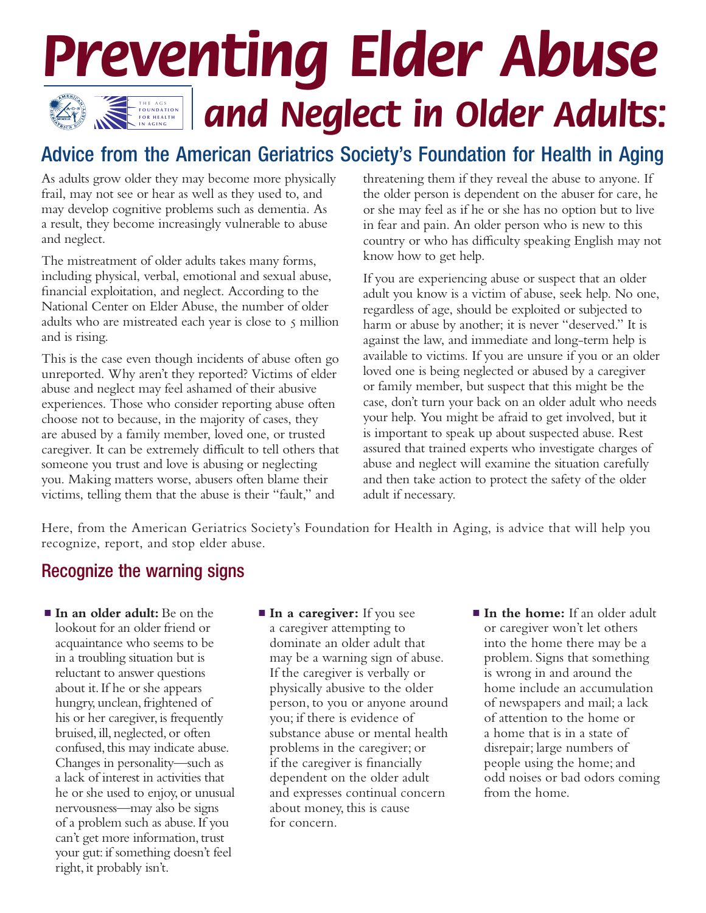# Preventing Elder Abuse and Neglect in Older Adults:

## Advice from the American Geriatrics Society's Foundation for Health in Aging

As adults grow older they may become more physically frail, may not see or hear as well as they used to, and may develop cognitive problems such as dementia. As a result, they become increasingly vulnerable to abuse and neglect.

The mistreatment of older adults takes many forms, including physical, verbal, emotional and sexual abuse, financial exploitation, and neglect. According to the National Center on Elder Abuse, the number of older adults who are mistreated each year is close to 5 million and is rising.

This is the case even though incidents of abuse often go unreported. Why aren't they reported? Victims of elder abuse and neglect may feel ashamed of their abusive experiences. Those who consider reporting abuse often choose not to because, in the majority of cases, they are abused by a family member, loved one, or trusted caregiver. It can be extremely difficult to tell others that someone you trust and love is abusing or neglecting you. Making matters worse, abusers often blame their victims, telling them that the abuse is their "fault," and threatening them if they reveal the abuse to anyone. If the older person is dependent on the abuser for care, he or she may feel as if he or she has no option but to live in fear and pain. An older person who is new to this country or who has difficulty speaking English may not know how to get help.

If you are experiencing abuse or suspect that an older adult you know is a victim of abuse, seek help. No one, regardless of age, should be exploited or subjected to harm or abuse by another; it is never "deserved." It is against the law, and immediate and long-term help is available to victims. If you are unsure if you or an older loved one is being neglected or abused by a caregiver or family member, but suspect that this might be the case, don't turn your back on an older adult who needs your help. You might be afraid to get involved, but it is important to speak up about suspected abuse. Rest assured that trained experts who investigate charges of abuse and neglect will examine the situation carefully and then take action to protect the safety of the older adult if necessary.

Here, from the American Geriatrics Society's Foundation for Health in Aging, is advice that will help you recognize, report, and stop elder abuse.

### Recognize the warning signs

- **In an older adult:** Be on the lookout for an older friend or acquaintance who seems to be in a troubling situation but is reluctant to answer questions about it. If he or she appears hungry, unclean, frightened of his or her caregiver, is frequently bruised, ill, neglected, or often confused, this may indicate abuse. Changes in personality—such as a lack of interest in activities that he or she used to enjoy, or unusual nervousness—may also be signs of a problem such as abuse. If you can't get more information, trust your gut: if something doesn't feel right, it probably isn't.
- **In a caregiver:** If you see a caregiver attempting to dominate an older adult that may be a warning sign of abuse. If the caregiver is verbally or physically abusive to the older person, to you or anyone around you; if there is evidence of substance abuse or mental health problems in the caregiver; or if the caregiver is financially dependent on the older adult and expresses continual concern about money, this is cause for concern.
- **In the home:** If an older adult or caregiver won't let others into the home there may be a problem. Signs that something is wrong in and around the home include an accumulation of newspapers and mail; a lack of attention to the home or a home that is in a state of disrepair; large numbers of people using the home; and odd noises or bad odors coming from the home.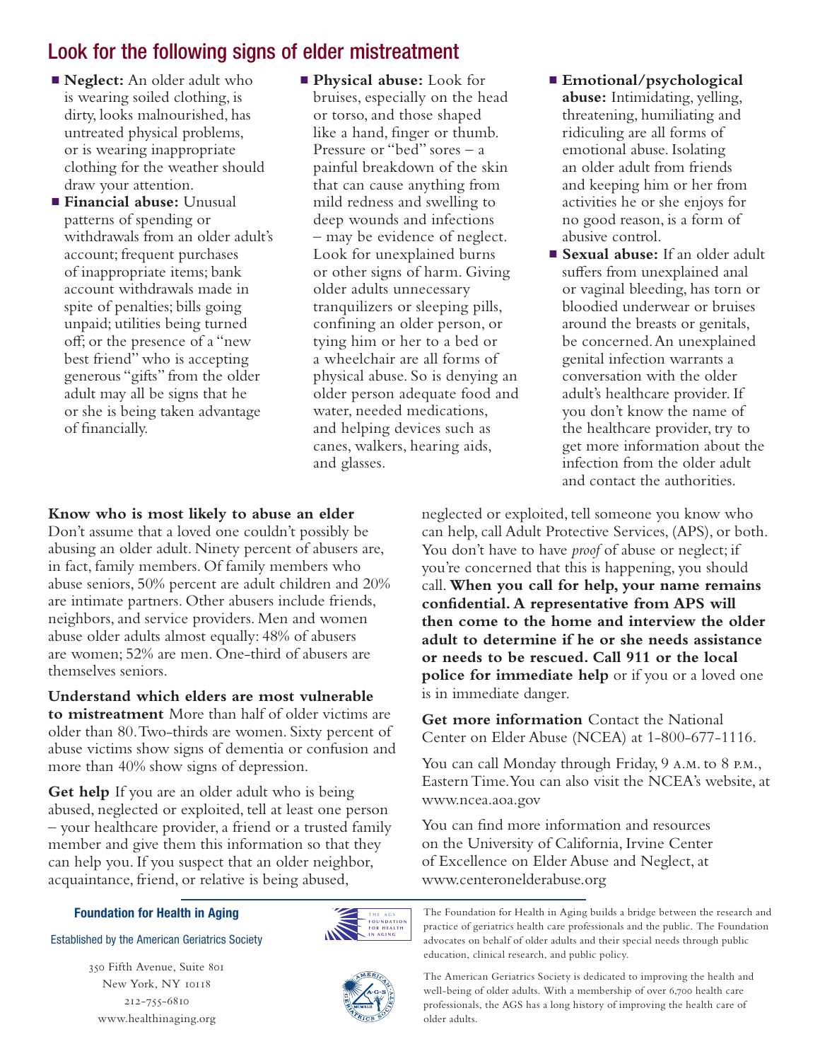## Look for the following signs of elder mistreatment

- **Neglect:** An older adult who is wearing soiled clothing, is dirty, looks malnourished, has untreated physical problems, or is wearing inappropriate clothing for the weather should draw your attention.
- **Financial abuse:** Unusual patterns of spending or withdrawals from an older adult's account; frequent purchases of inappropriate items; bank account withdrawals made in spite of penalties; bills going unpaid; utilities being turned off; or the presence of a "new best friend" who is accepting generous "gifts" from the older adult may all be signs that he or she is being taken advantage of financially.
- **Physical abuse:** Look for bruises, especially on the head or torso, and those shaped like a hand, finger or thumb. Pressure or "bed" sores – a painful breakdown of the skin that can cause anything from mild redness and swelling to deep wounds and infections – may be evidence of neglect. Look for unexplained burns or other signs of harm. Giving older adults unnecessary tranquilizers or sleeping pills, confining an older person, or tying him or her to a bed or a wheelchair are all forms of physical abuse. So is denying an older person adequate food and water, needed medications, and helping devices such as canes, walkers, hearing aids, and glasses.
- **Emotional/psychological abuse:** Intimidating, yelling, threatening, humiliating and ridiculing are all forms of emotional abuse. Isolating an older adult from friends and keeping him or her from activities he or she enjoys for no good reason, is a form of abusive control.
- **Sexual abuse:** If an older adult suffers from unexplained anal or vaginal bleeding, has torn or bloodied underwear or bruises around the breasts or genitals, be concerned. An unexplained genital infection warrants a conversation with the older adult's healthcare provider. If you don't know the name of the healthcare provider, try to get more information about the infection from the older adult and contact the authorities.

**Know who is most likely to abuse an elder**
Don't assume that a loved one couldn't possibly be abusing an older adult. Ninety percent of abusers are, in fact, family members. Of family members who abuse seniors, 50% percent are adult children and 20% are intimate partners. Other abusers include friends, neighbors, and service providers. Men and women abuse older adults almost equally: 48% of abusers are women; 52% are men. One-third of abusers are themselves seniors.

**Understand which elders are most vulnerable to mistreatment** More than half of older victims are older than 80. Two-thirds are women. Sixty percent of abuse victims show signs of dementia or confusion and more than 40% show signs of depression.

**Get help** If you are an older adult who is being abused, neglected or exploited, tell at least one person – your healthcare provider, a friend or a trusted family member and give them this information so that they can help you. If you suspect that an older neighbor, acquaintance, friend, or relative is being abused, neglected or exploited, tell someone you know who can help, call Adult Protective Services, (APS), or both. You don't have to have *proof* of abuse or neglect; if you're concerned that this is happening, you should call. **When you call for help, your name remains confidential. A representative from APS will then come to the home and interview the older adult to determine if he or she needs assistance or needs to be rescued. Call 911 or the local police for immediate help** or if you or a loved one is in immediate danger.

**Get more information** Contact the National Center on Elder Abuse (NCEA) at 1-800-677-1116.

You can call Monday through Friday, 9 A.M. to 8 P.M., Eastern Time. You can also visit the NCEA's website, at www.ncea.aoa.gov

You can find more information and resources on the University of California, Irvine Center of Excellence on Elder Abuse and Neglect, at www.centeronelderabuse.org

**Foundation for Health in Aging**

Established by the American Geriatrics Society

350 Fifth Avenue, Suite 801
New York, NY 10118
212-755-6810
www.healthinaging.org

The Foundation for Health in Aging builds a bridge between the research and practice of geriatrics health care professionals and the public. The Foundation advocates on behalf of older adults and their special needs through public education, clinical research, and public policy.

The American Geriatrics Society is dedicated to improving the health and well-being of older adults. With a membership of over 6,700 health care professionals, the AGS has a long history of improving the health care of older adults.